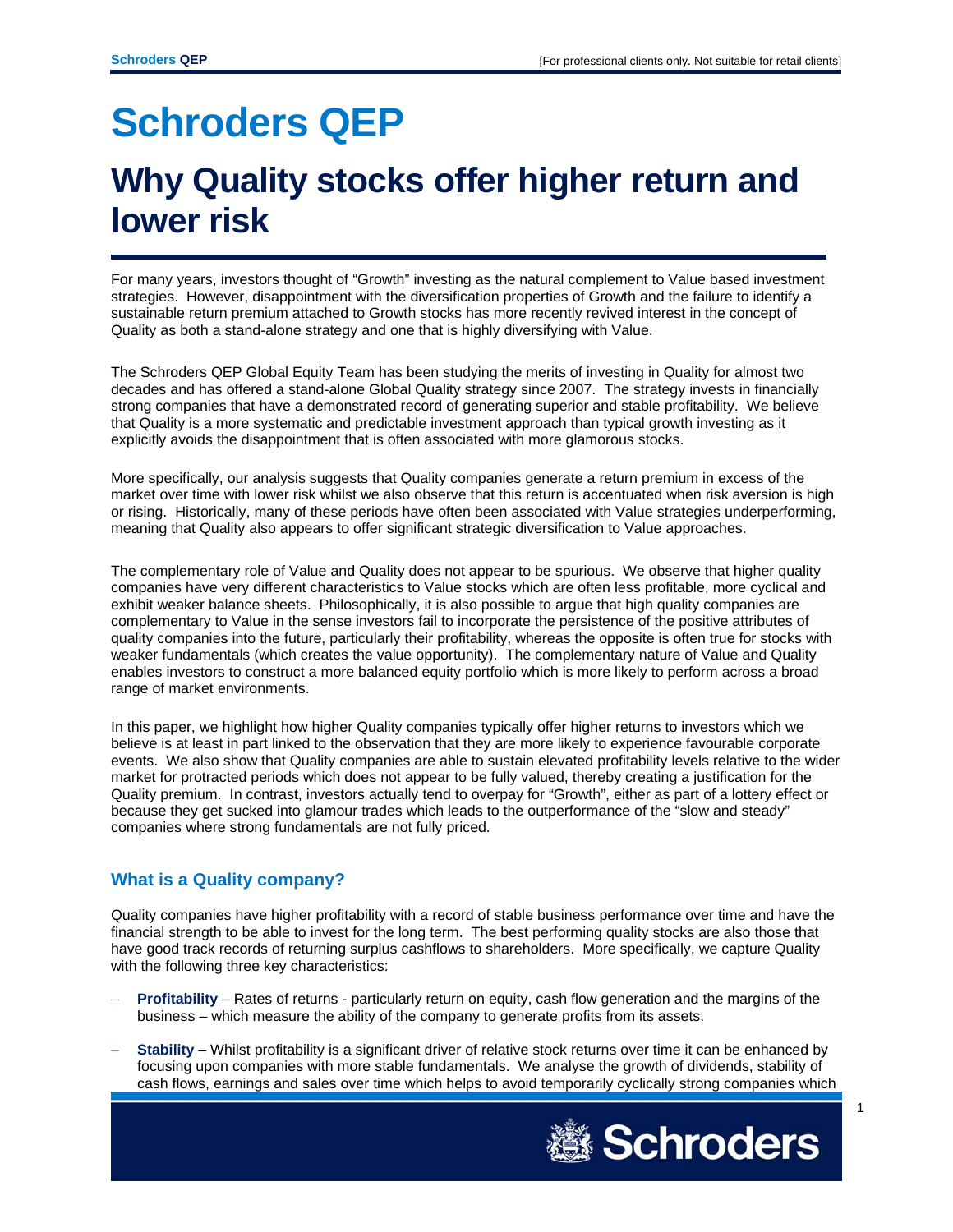# Schroders QEP

# Why Quality stocks offer higher return and lower risk

For many years, investors thought of "Growth" investing as the natural complement to Value based investment strategies. However, disappointment with the diversification properties of Growth and the failure to identify a sustainable return premium attached to Growth stocks has more recently revived interest in the concept of Quality as both a stand-alone strategy and one that is highly diversifying with Value.

The Schroders QEP Global Equity Team has been studying the merits of investing in Quality for almost two decades and has offered a stand-alone Global Quality strategy since 2007. The strategy invests in financially strong companies that have a demonstrated record of generating superior and stable profitability. We believe that Quality is a more systematic and predictable investment approach than typical growth investing as it explicitly avoids the disappointment that is often associated with more glamorous stocks.

More specifically, our analysis suggests that Quality companies generate a return premium in excess of the market over time with lower risk whilst we also observe that this return is accentuated when risk aversion is high or rising. Historically, many of these periods have often been associated with Value strategies underperforming, meaning that Quality also appears to offer significant strategic diversification to Value approaches.

The complementary role of Value and Quality does not appear to be spurious. We observe that higher quality companies have very different characteristics to Value stocks which are often less profitable, more cyclical and exhibit weaker balance sheets. Philosophically, it is also possible to argue that high quality companies are complementary to Value in the sense investors fail to incorporate the persistence of the positive attributes of quality companies into the future, particularly their profitability, whereas the opposite is often true for stocks with weaker fundamentals (which creates the value opportunity). The complementary nature of Value and Quality enables investors to construct a more balanced equity portfolio which is more likely to perform across a broad range of market environments.

In this paper, we highlight how higher Quality companies typically offer higher returns to investors which we believe is at least in part linked to the observation that they are more likely to experience favourable corporate events. We also show that Quality companies are able to sustain elevated profitability levels relative to the wider market for protracted periods which does not appear to be fully valued, thereby creating a justification for the Quality premium. In contrast, investors actually tend to overpay for "Growth", either as part of a lottery effect or because they get sucked into glamour trades which leads to the outperformance of the "slow and steady" companies where strong fundamentals are not fully priced.

## What is a Quality company?

Quality companies have higher profitability with a record of stable business performance over time and have the financial strength to be able to invest for the long term. The best performing quality stocks are also those that have good track records of returning surplus cashflows to shareholders. More specifically, we capture Quality with the following three key characteristics:

- **Profitability** – Rates of returns - particularly return on equity, cash flow generation and the margins of the business – which measure the ability of the company to generate profits from its assets.
- **Stability** – Whilst profitability is a significant driver of relative stock returns over time it can be enhanced by focusing upon companies with more stable fundamentals. We analyse the growth of dividends, stability of cash flows, earnings and sales over time which helps to avoid temporarily cyclically strong companies which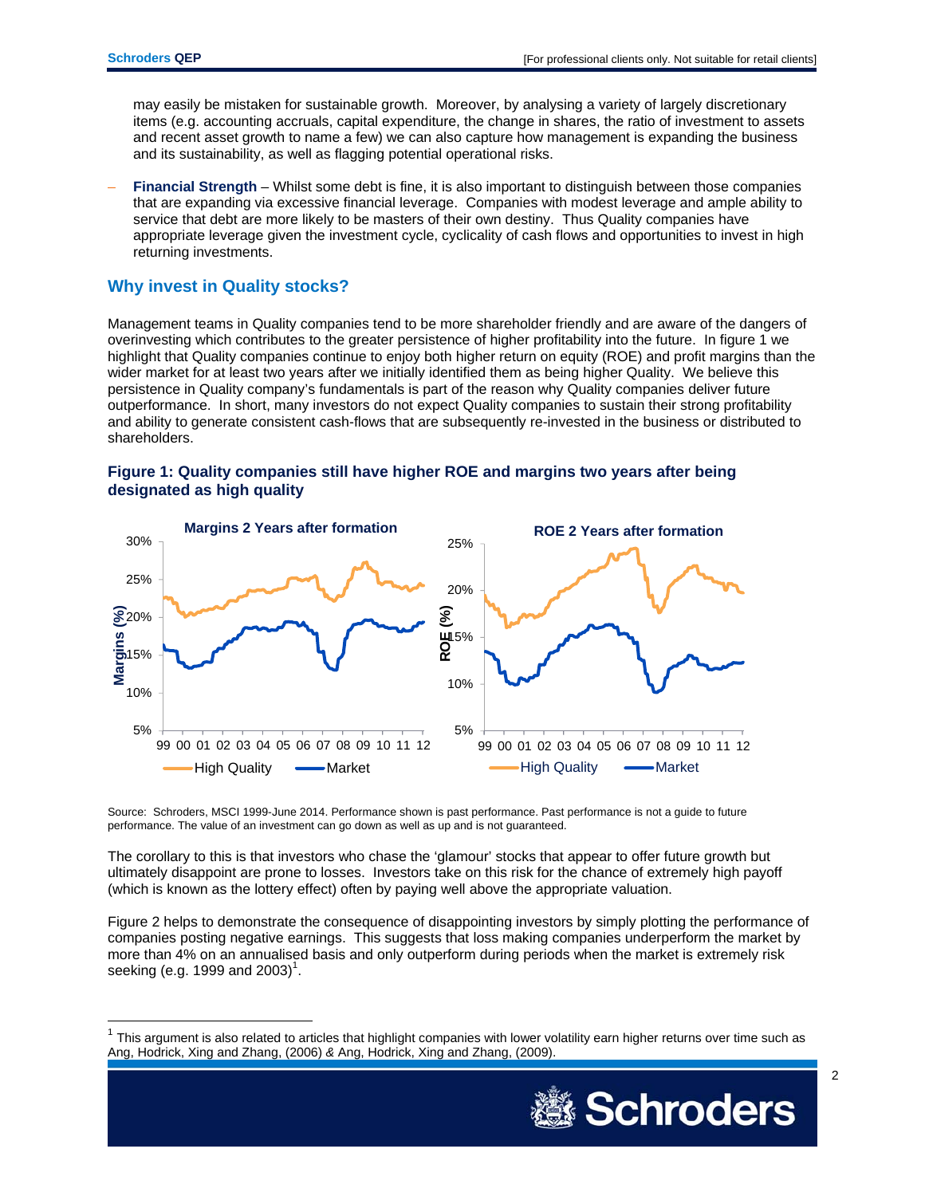may easily be mistaken for sustainable growth. Moreover, by analysing a variety of largely discretionary items (e.g. accounting accruals, capital expenditure, the change in shares, the ratio of investment to assets and recent asset growth to name a few) we can also capture how management is expanding the business and its sustainability, as well as flagging potential operational risks.

- **Financial Strength** – Whilst some debt is fine, it is also important to distinguish between those companies that are expanding via excessive financial leverage. Companies with modest leverage and ample ability to service that debt are more likely to be masters of their own destiny. Thus Quality companies have appropriate leverage given the investment cycle, cyclicality of cash flows and opportunities to invest in high returning investments.

## Why invest in Quality stocks?

Management teams in Quality companies tend to be more shareholder friendly and are aware of the dangers of overinvesting which contributes to the greater persistence of higher profitability into the future. In figure 1 we highlight that Quality companies continue to enjoy both higher return on equity (ROE) and profit margins than the wider market for at least two years after we initially identified them as being higher Quality. We believe this persistence in Quality company's fundamentals is part of the reason why Quality companies deliver future outperformance. In short, many investors do not expect Quality companies to sustain their strong profitability and ability to generate consistent cash-flows that are subsequently re-invested in the business or distributed to shareholders.

### Figure 1: Quality companies still have higher ROE and margins two years after being designated as high quality

Source: Schroders, MSCI 1999-June 2014. Performance shown is past performance. Past performance is not a guide to future performance. The value of an investment can go down as well as up and is not guaranteed.

The corollary to this is that investors who chase the 'glamour' stocks that appear to offer future growth but ultimately disappoint are prone to losses. Investors take on this risk for the chance of extremely high payoff (which is known as the lottery effect) often by paying well above the appropriate valuation.

Figure 2 helps to demonstrate the consequence of disappointing investors by simply plotting the performance of companies posting negative earnings. This suggests that loss making companies underperform the market by more than 4% on an annualised basis and only outperform during periods when the market is extremely risk seeking (e.g. 1999 and 2003)[1].

[1] This argument is also related to articles that highlight companies with lower volatility earn higher returns over time such as Ang, Hodrick, Xing and Zhang, (2006) & Ang, Hodrick, Xing and Zhang, (2009).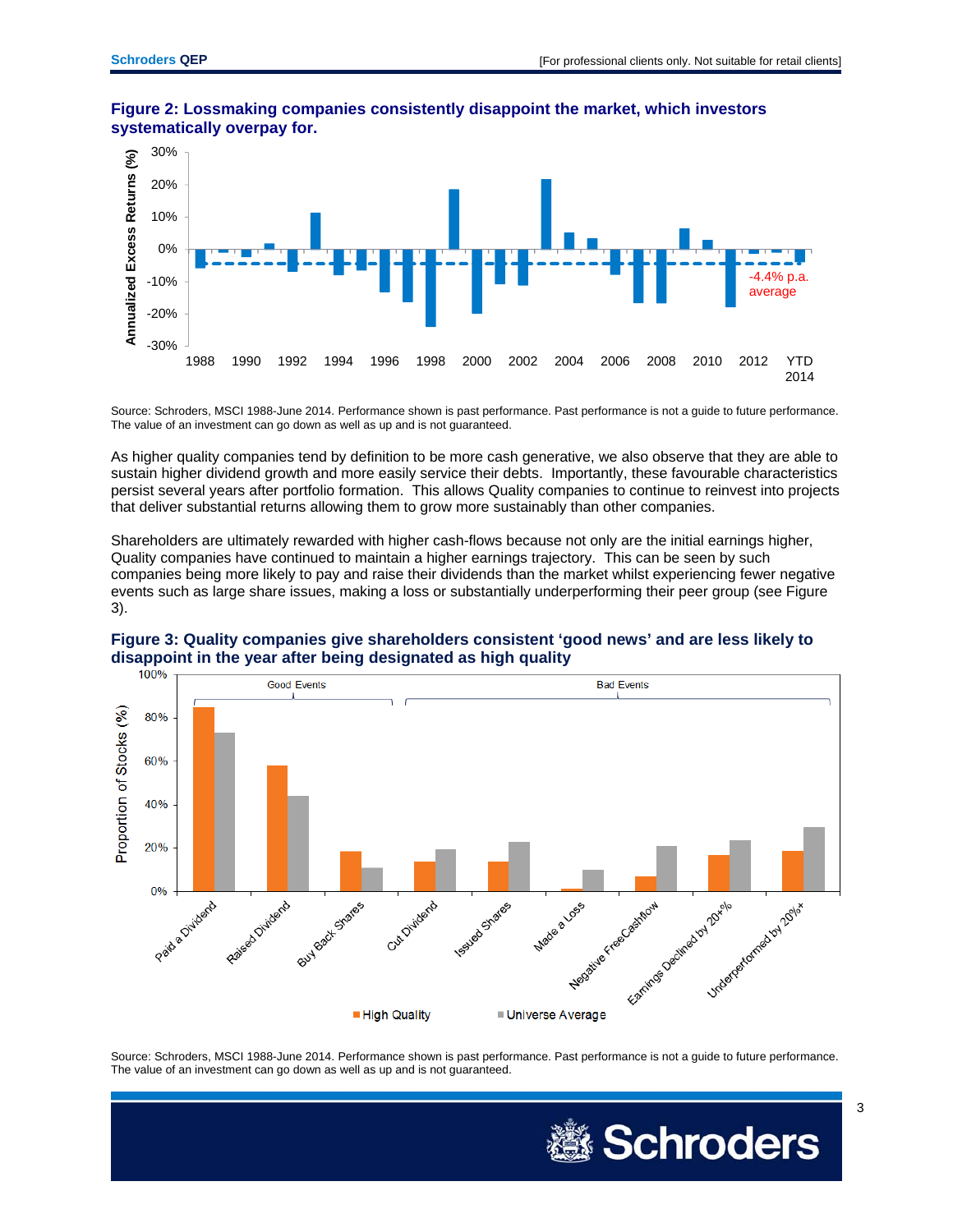**Figure 2: Lossmaking companies consistently disappoint the market, which investors systematically overpay for.**

Source: Schroders, MSCI 1988-June 2014. Performance shown is past performance. Past performance is not a guide to future performance. The value of an investment can go down as well as up and is not guaranteed.

As higher quality companies tend by definition to be more cash generative, we also observe that they are able to sustain higher dividend growth and more easily service their debts. Importantly, these favourable characteristics persist several years after portfolio formation. This allows Quality companies to continue to reinvest into projects that deliver substantial returns allowing them to grow more sustainably than other companies.

Shareholders are ultimately rewarded with higher cash-flows because not only are the initial earnings higher, Quality companies have continued to maintain a higher earnings trajectory. This can be seen by such companies being more likely to pay and raise their dividends than the market whilst experiencing fewer negative events such as large share issues, making a loss or substantially underperforming their peer group (see Figure 3).

**Figure 3: Quality companies give shareholders consistent 'good news' and are less likely to disappoint in the year after being designated as high quality**

Source: Schroders, MSCI 1988-June 2014. Performance shown is past performance. Past performance is not a guide to future performance. The value of an investment can go down as well as up and is not guaranteed.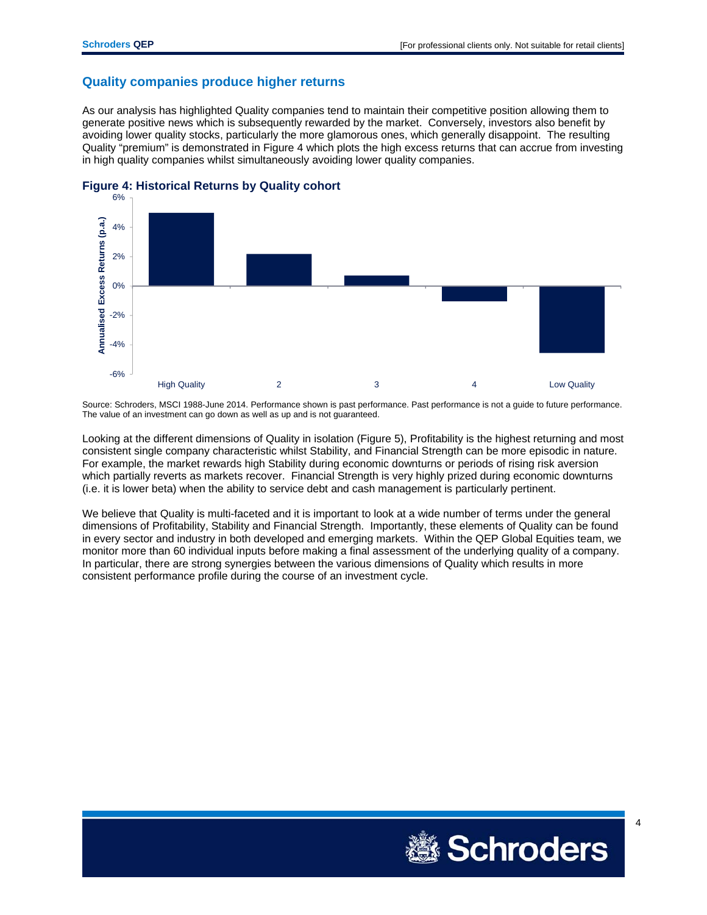## Quality companies produce higher returns

As our analysis has highlighted Quality companies tend to maintain their competitive position allowing them to generate positive news which is subsequently rewarded by the market. Conversely, investors also benefit by avoiding lower quality stocks, particularly the more glamorous ones, which generally disappoint. The resulting Quality "premium" is demonstrated in Figure 4 which plots the high excess returns that can accrue from investing in high quality companies whilst simultaneously avoiding lower quality companies.

**Figure 4: Historical Returns by Quality cohort**

Source: Schroders, MSCI 1988-June 2014. Performance shown is past performance. Past performance is not a guide to future performance. The value of an investment can go down as well as up and is not guaranteed.

Looking at the different dimensions of Quality in isolation (Figure 5), Profitability is the highest returning and most consistent single company characteristic whilst Stability, and Financial Strength can be more episodic in nature. For example, the market rewards high Stability during economic downturns or periods of rising risk aversion which partially reverts as markets recover. Financial Strength is very highly prized during economic downturns (i.e. it is lower beta) when the ability to service debt and cash management is particularly pertinent.

We believe that Quality is multi-faceted and it is important to look at a wide number of terms under the general dimensions of Profitability, Stability and Financial Strength. Importantly, these elements of Quality can be found in every sector and industry in both developed and emerging markets. Within the QEP Global Equities team, we monitor more than 60 individual inputs before making a final assessment of the underlying quality of a company. In particular, there are strong synergies between the various dimensions of Quality which results in more consistent performance profile during the course of an investment cycle.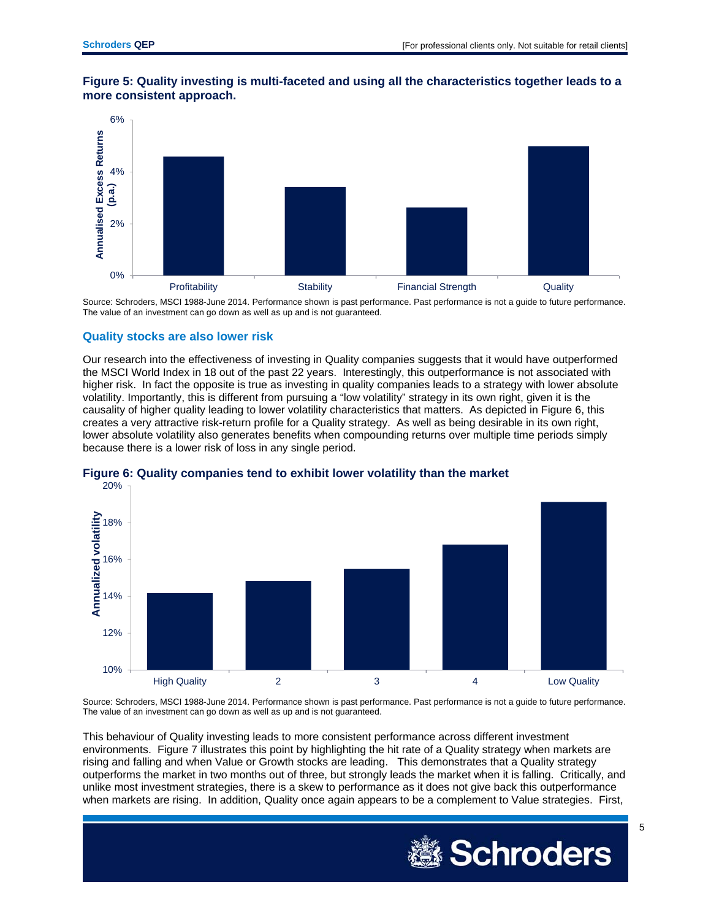**Figure 5: Quality investing is multi-faceted and using all the characteristics together leads to a more consistent approach.**

Source: Schroders, MSCI 1988-June 2014. Performance shown is past performance. Past performance is not a guide to future performance. The value of an investment can go down as well as up and is not guaranteed.

### Quality stocks are also lower risk

Our research into the effectiveness of investing in Quality companies suggests that it would have outperformed the MSCI World Index in 18 out of the past 22 years. Interestingly, this outperformance is not associated with higher risk. In fact the opposite is true as investing in quality companies leads to a strategy with lower absolute volatility. Importantly, this is different from pursuing a "low volatility" strategy in its own right, given it is the causality of higher quality leading to lower volatility characteristics that matters. As depicted in Figure 6, this creates a very attractive risk-return profile for a Quality strategy. As well as being desirable in its own right, lower absolute volatility also generates benefits when compounding returns over multiple time periods simply because there is a lower risk of loss in any single period.

**Figure 6: Quality companies tend to exhibit lower volatility than the market**

Source: Schroders, MSCI 1988-June 2014. Performance shown is past performance. Past performance is not a guide to future performance. The value of an investment can go down as well as up and is not guaranteed.

This behaviour of Quality investing leads to more consistent performance across different investment environments. Figure 7 illustrates this point by highlighting the hit rate of a Quality strategy when markets are rising and falling and when Value or Growth stocks are leading. This demonstrates that a Quality strategy outperforms the market in two months out of three, but strongly leads the market when it is falling. Critically, and unlike most investment strategies, there is a skew to performance as it does not give back this outperformance when markets are rising. In addition, Quality once again appears to be a complement to Value strategies. First,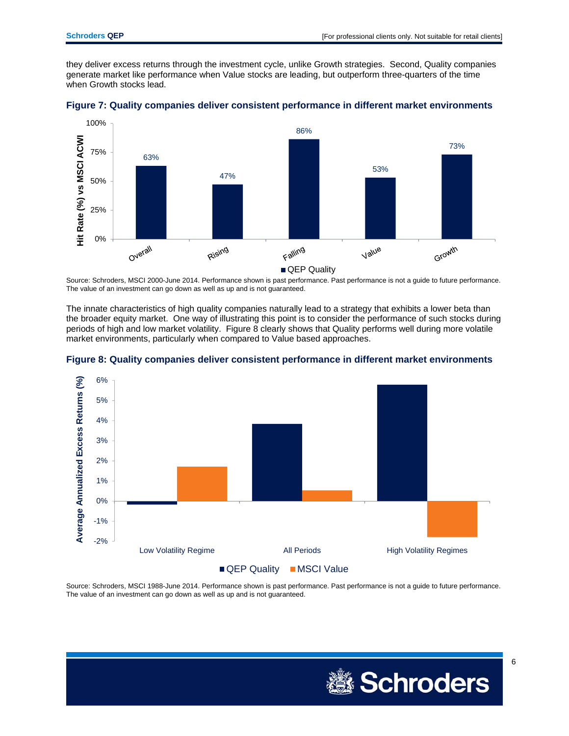they deliver excess returns through the investment cycle, unlike Growth strategies. Second, Quality companies generate market like performance when Value stocks are leading, but outperform three-quarters of the time when Growth stocks lead.

**Figure 7: Quality companies deliver consistent performance in different market environments**

| | QEP Quality |
|---|---|
| Overall | 63% |
| Rising | 47% |
| Falling | 86% |
| Value | 53% |
| Growth | 73% |

Hit Rate (%) vs MSCI ACWI

Source: Schroders, MSCI 2000-June 2014. Performance shown is past performance. Past performance is not a guide to future performance. The value of an investment can go down as well as up and is not guaranteed.

The innate characteristics of high quality companies naturally lead to a strategy that exhibits a lower beta than the broader equity market. One way of illustrating this point is to consider the performance of such stocks during periods of high and low market volatility. Figure 8 clearly shows that Quality performs well during more volatile market environments, particularly when compared to Value based approaches.

**Figure 8: Quality companies deliver consistent performance in different market environments**

Average Annualized Excess Returns (%) — QEP Quality, MSCI Value; Low Volatility Regime, All Periods, High Volatility Regimes

Source: Schroders, MSCI 1988-June 2014. Performance shown is past performance. Past performance is not a guide to future performance. The value of an investment can go down as well as up and is not guaranteed.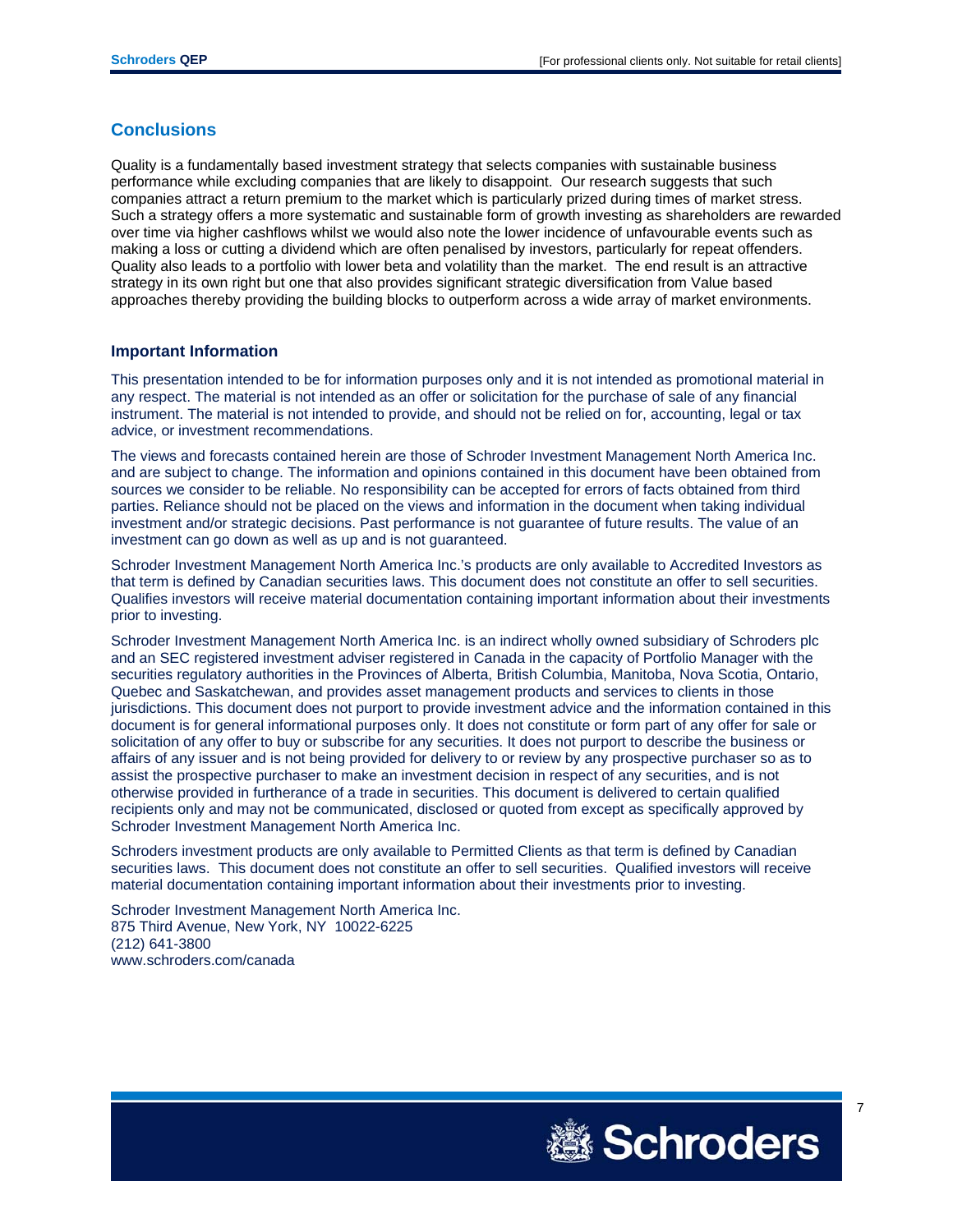## Conclusions

Quality is a fundamentally based investment strategy that selects companies with sustainable business performance while excluding companies that are likely to disappoint. Our research suggests that such companies attract a return premium to the market which is particularly prized during times of market stress. Such a strategy offers a more systematic and sustainable form of growth investing as shareholders are rewarded over time via higher cashflows whilst we would also note the lower incidence of unfavourable events such as making a loss or cutting a dividend which are often penalised by investors, particularly for repeat offenders. Quality also leads to a portfolio with lower beta and volatility than the market. The end result is an attractive strategy in its own right but one that also provides significant strategic diversification from Value based approaches thereby providing the building blocks to outperform across a wide array of market environments.

### Important Information

This presentation intended to be for information purposes only and it is not intended as promotional material in any respect. The material is not intended as an offer or solicitation for the purchase of sale of any financial instrument. The material is not intended to provide, and should not be relied on for, accounting, legal or tax advice, or investment recommendations.

The views and forecasts contained herein are those of Schroder Investment Management North America Inc. and are subject to change. The information and opinions contained in this document have been obtained from sources we consider to be reliable. No responsibility can be accepted for errors of facts obtained from third parties. Reliance should not be placed on the views and information in the document when taking individual investment and/or strategic decisions. Past performance is not guarantee of future results. The value of an investment can go down as well as up and is not guaranteed.

Schroder Investment Management North America Inc.'s products are only available to Accredited Investors as that term is defined by Canadian securities laws. This document does not constitute an offer to sell securities. Qualifies investors will receive material documentation containing important information about their investments prior to investing.

Schroder Investment Management North America Inc. is an indirect wholly owned subsidiary of Schroders plc and an SEC registered investment adviser registered in Canada in the capacity of Portfolio Manager with the securities regulatory authorities in the Provinces of Alberta, British Columbia, Manitoba, Nova Scotia, Ontario, Quebec and Saskatchewan, and provides asset management products and services to clients in those jurisdictions. This document does not purport to provide investment advice and the information contained in this document is for general informational purposes only. It does not constitute or form part of any offer for sale or solicitation of any offer to buy or subscribe for any securities. It does not purport to describe the business or affairs of any issuer and is not being provided for delivery to or review by any prospective purchaser so as to assist the prospective purchaser to make an investment decision in respect of any securities, and is not otherwise provided in furtherance of a trade in securities. This document is delivered to certain qualified recipients only and may not be communicated, disclosed or quoted from except as specifically approved by Schroder Investment Management North America Inc.

Schroders investment products are only available to Permitted Clients as that term is defined by Canadian securities laws. This document does not constitute an offer to sell securities. Qualified investors will receive material documentation containing important information about their investments prior to investing.

Schroder Investment Management North America Inc.  
875 Third Avenue, New York, NY 10022-6225  
(212) 641-3800  
www.schroders.com/canada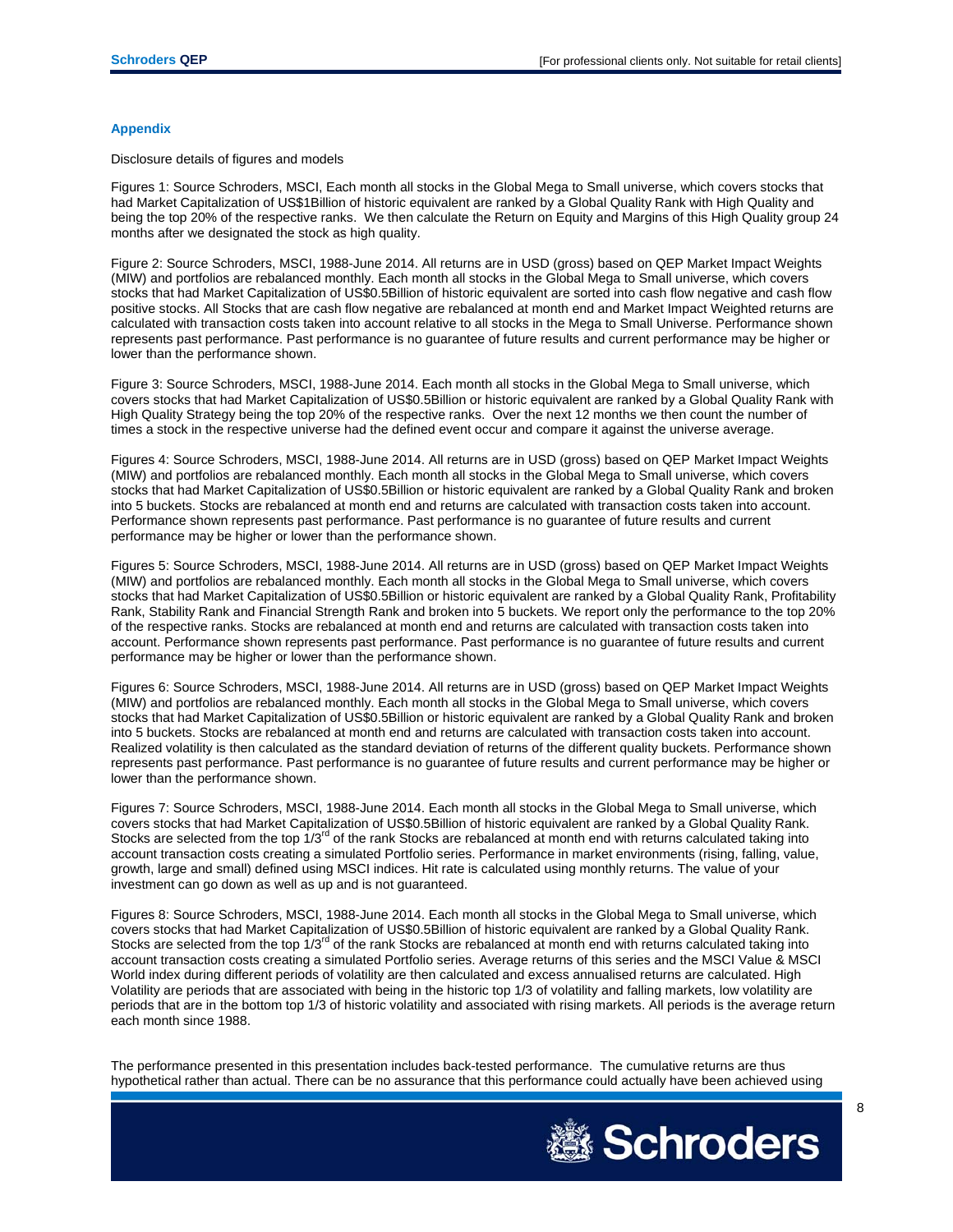## Appendix

Disclosure details of figures and models

Figures 1: Source Schroders, MSCI, Each month all stocks in the Global Mega to Small universe, which covers stocks that had Market Capitalization of US$1Billion of historic equivalent are ranked by a Global Quality Rank with High Quality and being the top 20% of the respective ranks. We then calculate the Return on Equity and Margins of this High Quality group 24 months after we designated the stock as high quality.

Figure 2: Source Schroders, MSCI, 1988-June 2014. All returns are in USD (gross) based on QEP Market Impact Weights (MIW) and portfolios are rebalanced monthly. Each month all stocks in the Global Mega to Small universe, which covers stocks that had Market Capitalization of US$0.5Billion of historic equivalent are sorted into cash flow negative and cash flow positive stocks. All Stocks that are cash flow negative are rebalanced at month end and Market Impact Weighted returns are calculated with transaction costs taken into account relative to all stocks in the Mega to Small Universe. Performance shown represents past performance. Past performance is no guarantee of future results and current performance may be higher or lower than the performance shown.

Figure 3: Source Schroders, MSCI, 1988-June 2014. Each month all stocks in the Global Mega to Small universe, which covers stocks that had Market Capitalization of US$0.5Billion or historic equivalent are ranked by a Global Quality Rank with High Quality Strategy being the top 20% of the respective ranks. Over the next 12 months we then count the number of times a stock in the respective universe had the defined event occur and compare it against the universe average.

Figures 4: Source Schroders, MSCI, 1988-June 2014. All returns are in USD (gross) based on QEP Market Impact Weights (MIW) and portfolios are rebalanced monthly. Each month all stocks in the Global Mega to Small universe, which covers stocks that had Market Capitalization of US$0.5Billion or historic equivalent are ranked by a Global Quality Rank and broken into 5 buckets. Stocks are rebalanced at month end and returns are calculated with transaction costs taken into account. Performance shown represents past performance. Past performance is no guarantee of future results and current performance may be higher or lower than the performance shown.

Figures 5: Source Schroders, MSCI, 1988-June 2014. All returns are in USD (gross) based on QEP Market Impact Weights (MIW) and portfolios are rebalanced monthly. Each month all stocks in the Global Mega to Small universe, which covers stocks that had Market Capitalization of US$0.5Billion or historic equivalent are ranked by a Global Quality Rank, Profitability Rank, Stability Rank and Financial Strength Rank and broken into 5 buckets. We report only the performance to the top 20% of the respective ranks. Stocks are rebalanced at month end and returns are calculated with transaction costs taken into account. Performance shown represents past performance. Past performance is no guarantee of future results and current performance may be higher or lower than the performance shown.

Figures 6: Source Schroders, MSCI, 1988-June 2014. All returns are in USD (gross) based on QEP Market Impact Weights (MIW) and portfolios are rebalanced monthly. Each month all stocks in the Global Mega to Small universe, which covers stocks that had Market Capitalization of US$0.5Billion or historic equivalent are ranked by a Global Quality Rank and broken into 5 buckets. Stocks are rebalanced at month end and returns are calculated with transaction costs taken into account. Realized volatility is then calculated as the standard deviation of returns of the different quality buckets. Performance shown represents past performance. Past performance is no guarantee of future results and current performance may be higher or lower than the performance shown.

Figures 7: Source Schroders, MSCI, 1988-June 2014. Each month all stocks in the Global Mega to Small universe, which covers stocks that had Market Capitalization of US$0.5Billion of historic equivalent are ranked by a Global Quality Rank. Stocks are selected from the top 1/3rd of the rank Stocks are rebalanced at month end with returns calculated taking into account transaction costs creating a simulated Portfolio series. Performance in market environments (rising, falling, value, growth, large and small) defined using MSCI indices. Hit rate is calculated using monthly returns. The value of your investment can go down as well as up and is not guaranteed.

Figures 8: Source Schroders, MSCI, 1988-June 2014. Each month all stocks in the Global Mega to Small universe, which covers stocks that had Market Capitalization of US$0.5Billion of historic equivalent are ranked by a Global Quality Rank. Stocks are selected from the top 1/3rd of the rank Stocks are rebalanced at month end with returns calculated taking into account transaction costs creating a simulated Portfolio series. Average returns of this series and the MSCI Value & MSCI World index during different periods of volatility are then calculated and excess annualised returns are calculated. High Volatility are periods that are associated with being in the historic top 1/3 of volatility and falling markets, low volatility are periods that are in the bottom top 1/3 of historic volatility and associated with rising markets. All periods is the average return each month since 1988.

The performance presented in this presentation includes back-tested performance. The cumulative returns are thus hypothetical rather than actual. There can be no assurance that this performance could actually have been achieved using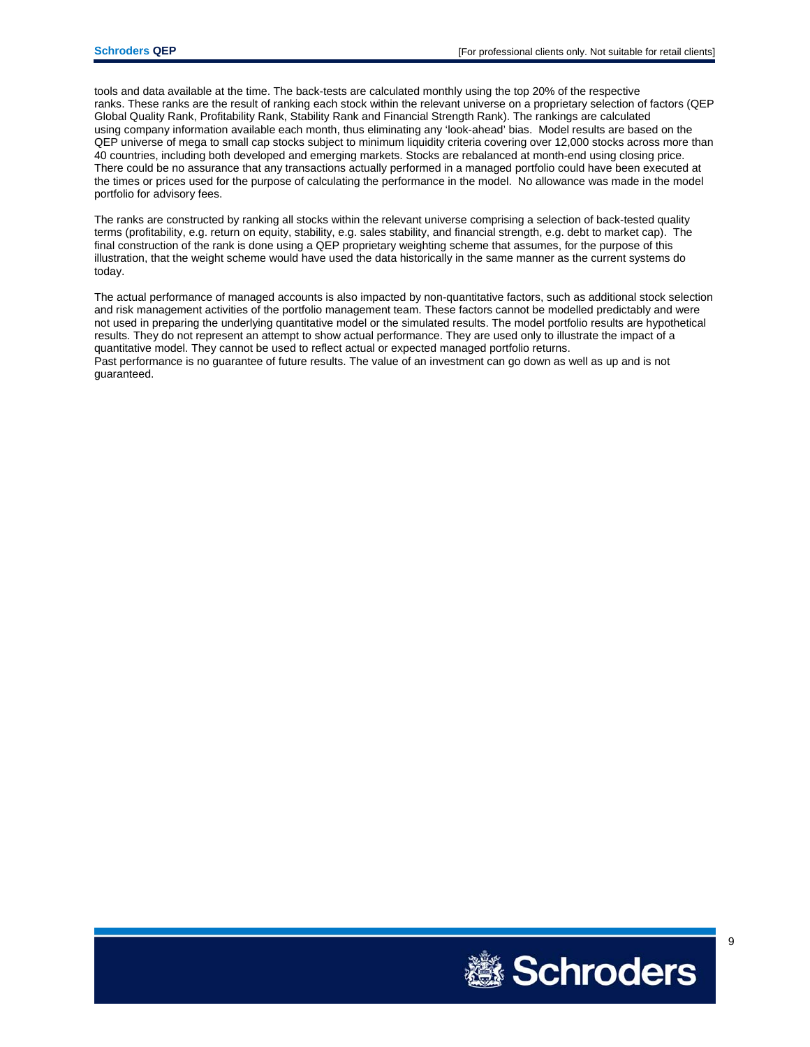tools and data available at the time. The back-tests are calculated monthly using the top 20% of the respective ranks. These ranks are the result of ranking each stock within the relevant universe on a proprietary selection of factors (QEP Global Quality Rank, Profitability Rank, Stability Rank and Financial Strength Rank). The rankings are calculated using company information available each month, thus eliminating any 'look-ahead' bias. Model results are based on the QEP universe of mega to small cap stocks subject to minimum liquidity criteria covering over 12,000 stocks across more than 40 countries, including both developed and emerging markets. Stocks are rebalanced at month-end using closing price. There could be no assurance that any transactions actually performed in a managed portfolio could have been executed at the times or prices used for the purpose of calculating the performance in the model. No allowance was made in the model portfolio for advisory fees.

The ranks are constructed by ranking all stocks within the relevant universe comprising a selection of back-tested quality terms (profitability, e.g. return on equity, stability, e.g. sales stability, and financial strength, e.g. debt to market cap). The final construction of the rank is done using a QEP proprietary weighting scheme that assumes, for the purpose of this illustration, that the weight scheme would have used the data historically in the same manner as the current systems do today.

The actual performance of managed accounts is also impacted by non-quantitative factors, such as additional stock selection and risk management activities of the portfolio management team. These factors cannot be modelled predictably and were not used in preparing the underlying quantitative model or the simulated results. The model portfolio results are hypothetical results. They do not represent an attempt to show actual performance. They are used only to illustrate the impact of a quantitative model. They cannot be used to reflect actual or expected managed portfolio returns.
Past performance is no guarantee of future results. The value of an investment can go down as well as up and is not guaranteed.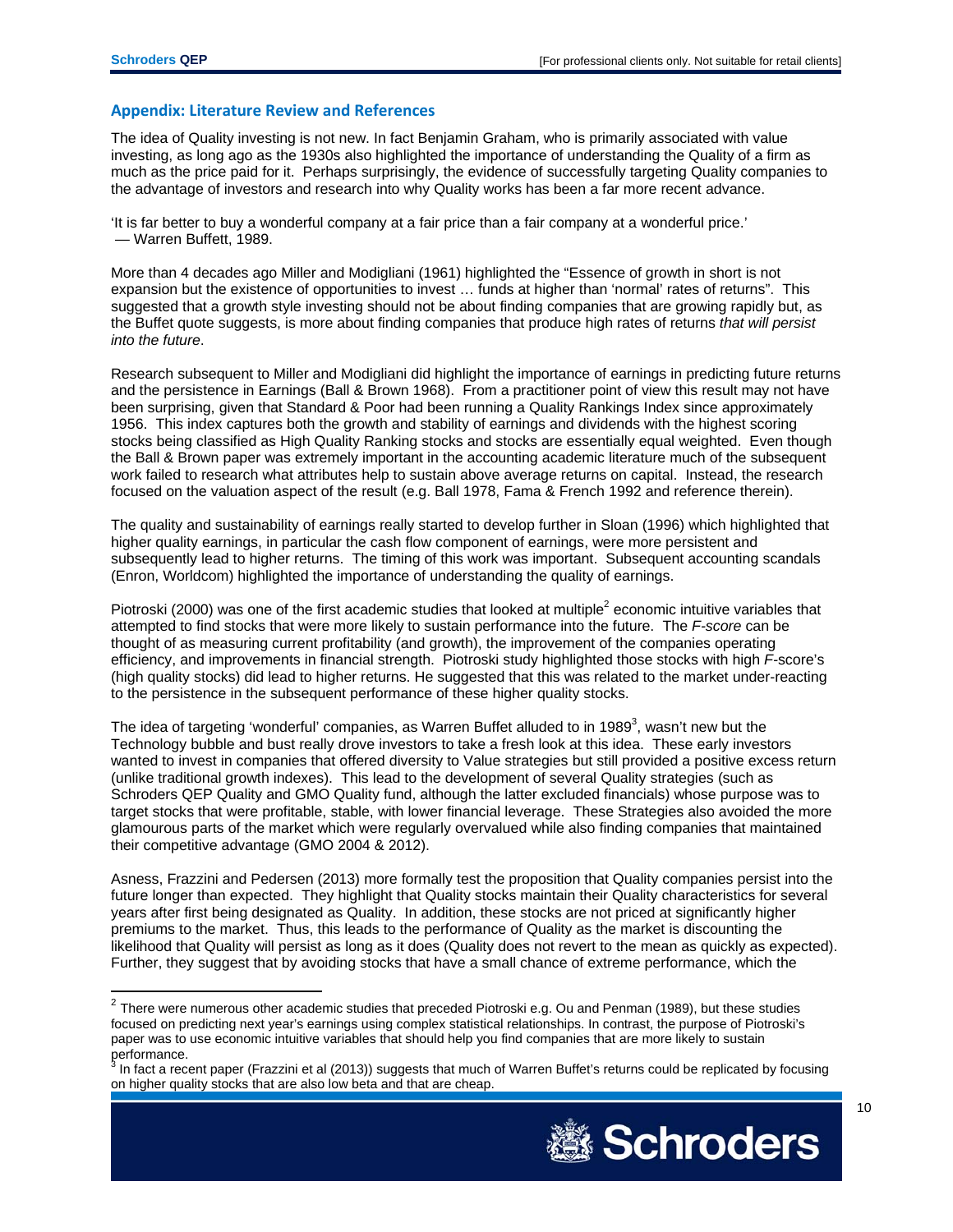## Appendix: Literature Review and References

The idea of Quality investing is not new. In fact Benjamin Graham, who is primarily associated with value investing, as long ago as the 1930s also highlighted the importance of understanding the Quality of a firm as much as the price paid for it. Perhaps surprisingly, the evidence of successfully targeting Quality companies to the advantage of investors and research into why Quality works has been a far more recent advance.

'It is far better to buy a wonderful company at a fair price than a fair company at a wonderful price.'
— Warren Buffett, 1989.

More than 4 decades ago Miller and Modigliani (1961) highlighted the "Essence of growth in short is not expansion but the existence of opportunities to invest … funds at higher than 'normal' rates of returns". This suggested that a growth style investing should not be about finding companies that are growing rapidly but, as the Buffet quote suggests, is more about finding companies that produce high rates of returns *that will persist into the future*.

Research subsequent to Miller and Modigliani did highlight the importance of earnings in predicting future returns and the persistence in Earnings (Ball & Brown 1968). From a practitioner point of view this result may not have been surprising, given that Standard & Poor had been running a Quality Rankings Index since approximately 1956. This index captures both the growth and stability of earnings and dividends with the highest scoring stocks being classified as High Quality Ranking stocks and stocks are essentially equal weighted. Even though the Ball & Brown paper was extremely important in the accounting academic literature much of the subsequent work failed to research what attributes help to sustain above average returns on capital. Instead, the research focused on the valuation aspect of the result (e.g. Ball 1978, Fama & French 1992 and reference therein).

The quality and sustainability of earnings really started to develop further in Sloan (1996) which highlighted that higher quality earnings, in particular the cash flow component of earnings, were more persistent and subsequently lead to higher returns. The timing of this work was important. Subsequent accounting scandals (Enron, Worldcom) highlighted the importance of understanding the quality of earnings.

Piotroski (2000) was one of the first academic studies that looked at multiple[2] economic intuitive variables that attempted to find stocks that were more likely to sustain performance into the future. The *F-score* can be thought of as measuring current profitability (and growth), the improvement of the companies operating efficiency, and improvements in financial strength. Piotroski study highlighted those stocks with high *F*-score's (high quality stocks) did lead to higher returns. He suggested that this was related to the market under-reacting to the persistence in the subsequent performance of these higher quality stocks.

The idea of targeting 'wonderful' companies, as Warren Buffet alluded to in 1989[3], wasn't new but the Technology bubble and bust really drove investors to take a fresh look at this idea. These early investors wanted to invest in companies that offered diversity to Value strategies but still provided a positive excess return (unlike traditional growth indexes). This lead to the development of several Quality strategies (such as Schroders QEP Quality and GMO Quality fund, although the latter excluded financials) whose purpose was to target stocks that were profitable, stable, with lower financial leverage. These Strategies also avoided the more glamourous parts of the market which were regularly overvalued while also finding companies that maintained their competitive advantage (GMO 2004 & 2012).

Asness, Frazzini and Pedersen (2013) more formally test the proposition that Quality companies persist into the future longer than expected. They highlight that Quality stocks maintain their Quality characteristics for several years after first being designated as Quality. In addition, these stocks are not priced at significantly higher premiums to the market. Thus, this leads to the performance of Quality as the market is discounting the likelihood that Quality will persist as long as it does (Quality does not revert to the mean as quickly as expected). Further, they suggest that by avoiding stocks that have a small chance of extreme performance, which the

---

[2] There were numerous other academic studies that preceded Piotroski e.g. Ou and Penman (1989), but these studies focused on predicting next year's earnings using complex statistical relationships. In contrast, the purpose of Piotroski's paper was to use economic intuitive variables that should help you find companies that are more likely to sustain performance.

[3] In fact a recent paper (Frazzini et al (2013)) suggests that much of Warren Buffet's returns could be replicated by focusing on higher quality stocks that are also low beta and that are cheap.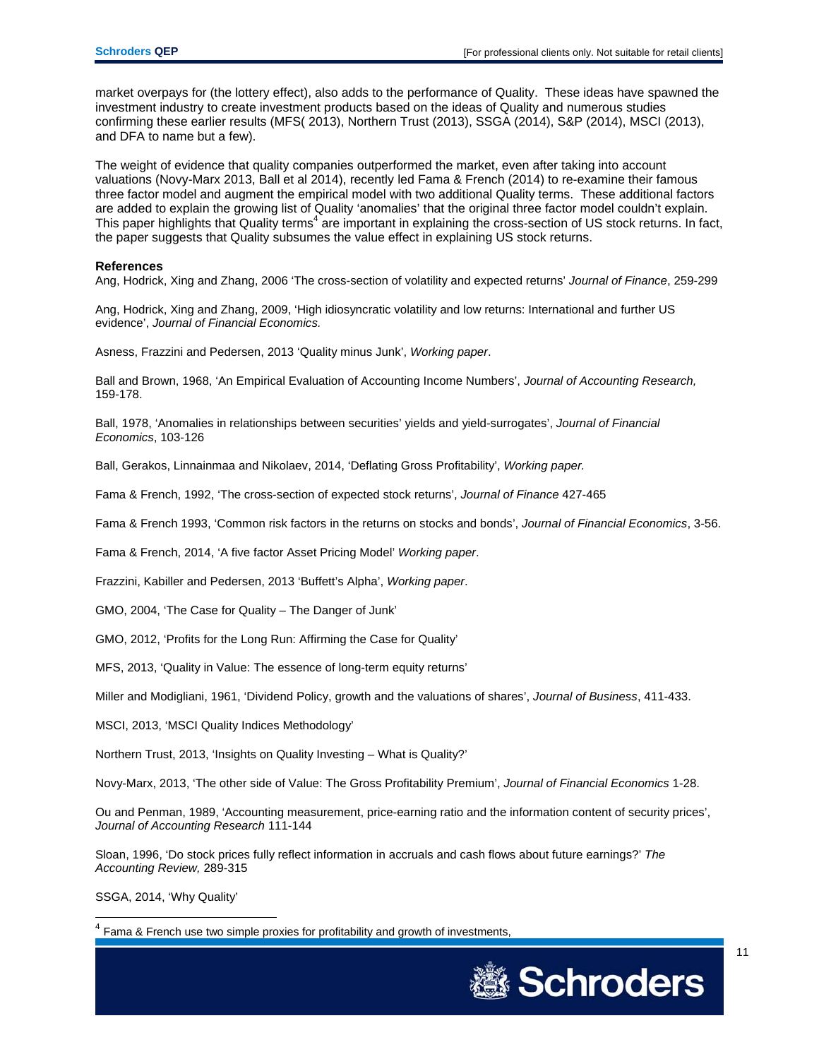market overpays for (the lottery effect), also adds to the performance of Quality. These ideas have spawned the investment industry to create investment products based on the ideas of Quality and numerous studies confirming these earlier results (MFS( 2013), Northern Trust (2013), SSGA (2014), S&P (2014), MSCI (2013), and DFA to name but a few).

The weight of evidence that quality companies outperformed the market, even after taking into account valuations (Novy-Marx 2013, Ball et al 2014), recently led Fama & French (2014) to re-examine their famous three factor model and augment the empirical model with two additional Quality terms. These additional factors are added to explain the growing list of Quality 'anomalies' that the original three factor model couldn't explain. This paper highlights that Quality terms[4] are important in explaining the cross-section of US stock returns. In fact, the paper suggests that Quality subsumes the value effect in explaining US stock returns.

**References**

Ang, Hodrick, Xing and Zhang, 2006 'The cross-section of volatility and expected returns' *Journal of Finance*, 259-299

Ang, Hodrick, Xing and Zhang, 2009, 'High idiosyncratic volatility and low returns: International and further US evidence', *Journal of Financial Economics.*

Asness, Frazzini and Pedersen, 2013 'Quality minus Junk', *Working paper*.

Ball and Brown, 1968, 'An Empirical Evaluation of Accounting Income Numbers', *Journal of Accounting Research,* 159-178.

Ball, 1978, 'Anomalies in relationships between securities' yields and yield-surrogates', *Journal of Financial Economics*, 103-126

Ball, Gerakos, Linnainmaa and Nikolaev, 2014, 'Deflating Gross Profitability', *Working paper.*

Fama & French, 1992, 'The cross-section of expected stock returns', *Journal of Finance* 427-465

Fama & French 1993, 'Common risk factors in the returns on stocks and bonds', *Journal of Financial Economics*, 3-56.

Fama & French, 2014, 'A five factor Asset Pricing Model' *Working paper*.

Frazzini, Kabiller and Pedersen, 2013 'Buffett's Alpha', *Working paper*.

GMO, 2004, 'The Case for Quality – The Danger of Junk'

GMO, 2012, 'Profits for the Long Run: Affirming the Case for Quality'

MFS, 2013, 'Quality in Value: The essence of long-term equity returns'

Miller and Modigliani, 1961, 'Dividend Policy, growth and the valuations of shares', *Journal of Business*, 411-433.

MSCI, 2013, 'MSCI Quality Indices Methodology'

Northern Trust, 2013, 'Insights on Quality Investing – What is Quality?'

Novy-Marx, 2013, 'The other side of Value: The Gross Profitability Premium', *Journal of Financial Economics* 1-28.

Ou and Penman, 1989, 'Accounting measurement, price-earning ratio and the information content of security prices', *Journal of Accounting Research* 111-144

Sloan, 1996, 'Do stock prices fully reflect information in accruals and cash flows about future earnings?' *The Accounting Review,* 289-315

SSGA, 2014, 'Why Quality'

[4] Fama & French use two simple proxies for profitability and growth of investments,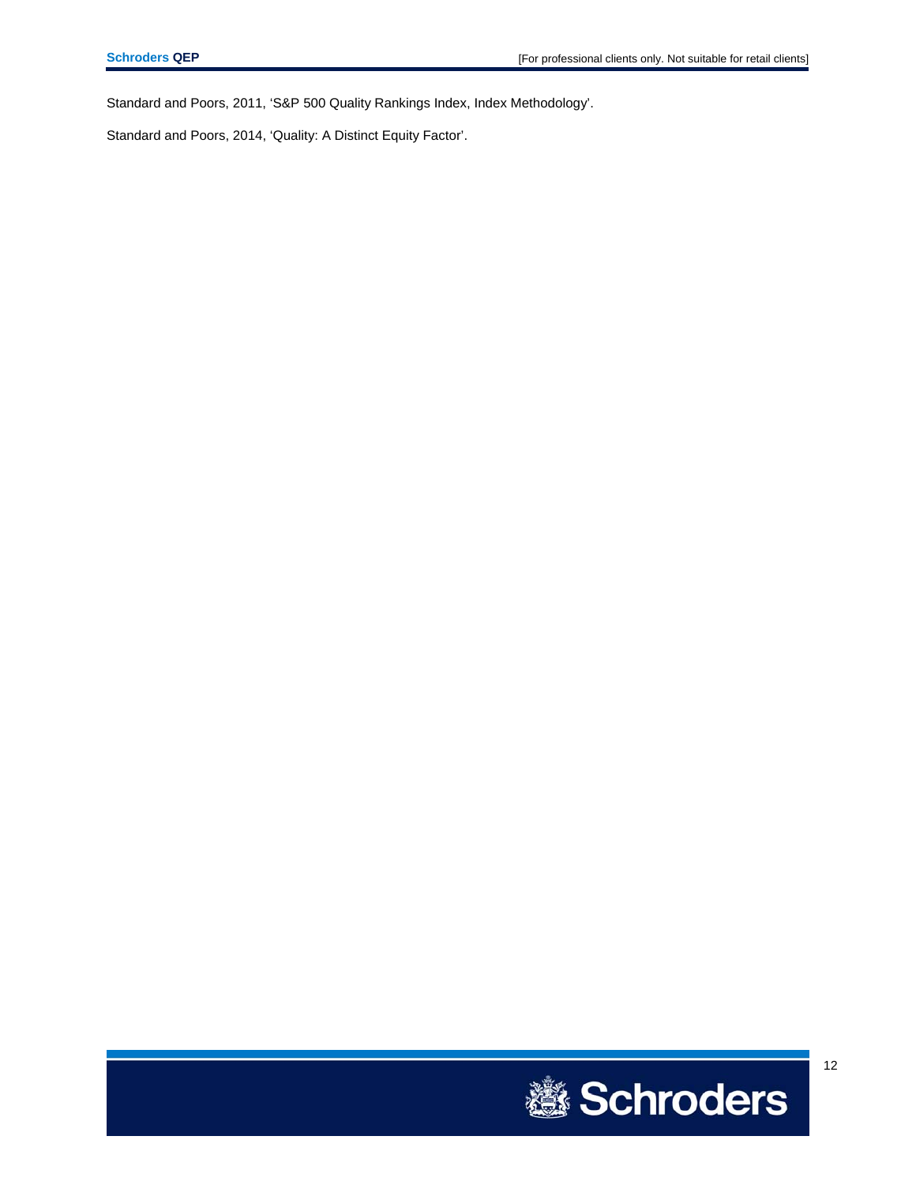Standard and Poors, 2011, 'S&P 500 Quality Rankings Index, Index Methodology'.

Standard and Poors, 2014, 'Quality: A Distinct Equity Factor'.